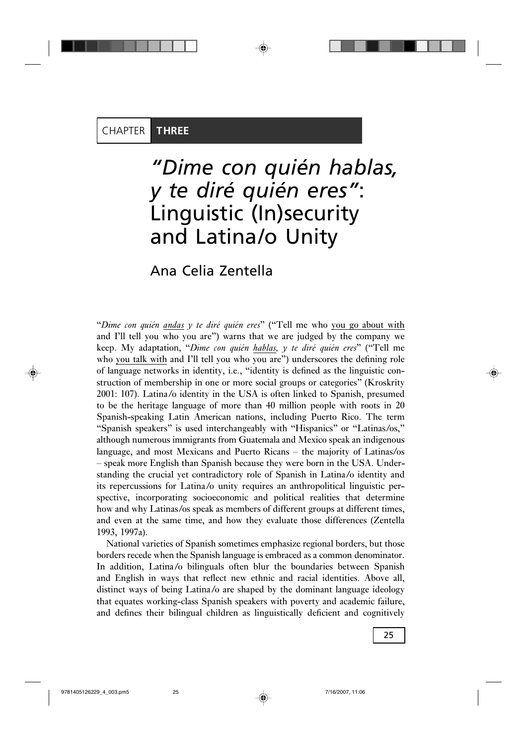CHAPTER **THREE**

# *"Dime con quién hablas, y te diré quién eres"*: Linguistic (In)security and Latina/o Unity

## Ana Celia Zentella

"*Dime con quién <u>andas</u> y te diré quién eres*" ("Tell me who <u>you go about with</u> and I'll tell you who you are") warns that we are judged by the company we keep. My adaptation, "*Dime con quién <u>hablas,</u> y te diré quién eres*" ("Tell me who <u>you talk with</u> and I'll tell you who you are") underscores the defining role of language networks in identity, i.e., "identity is defined as the linguistic construction of membership in one or more social groups or categories" (Kroskrity 2001: 107). Latina/o identity in the USA is often linked to Spanish, presumed to be the heritage language of more than 40 million people with roots in 20 Spanish-speaking Latin American nations, including Puerto Rico. The term "Spanish speakers" is used interchangeably with "Hispanics" or "Latinas/os," although numerous immigrants from Guatemala and Mexico speak an indigenous language, and most Mexicans and Puerto Ricans – the majority of Latinas/os – speak more English than Spanish because they were born in the USA. Understanding the crucial yet contradictory role of Spanish in Latina/o identity and its repercussions for Latina/o unity requires an anthropolitical linguistic perspective, incorporating socioeconomic and political realities that determine how and why Latinas/os speak as members of different groups at different times, and even at the same time, and how they evaluate those differences (Zentella 1993, 1997a).

National varieties of Spanish sometimes emphasize regional borders, but those borders recede when the Spanish language is embraced as a common denominator. In addition, Latina/o bilinguals often blur the boundaries between Spanish and English in ways that reflect new ethnic and racial identities. Above all, distinct ways of being Latina/o are shaped by the dominant language ideology that equates working-class Spanish speakers with poverty and academic failure, and defines their bilingual children as linguistically deficient and cognitively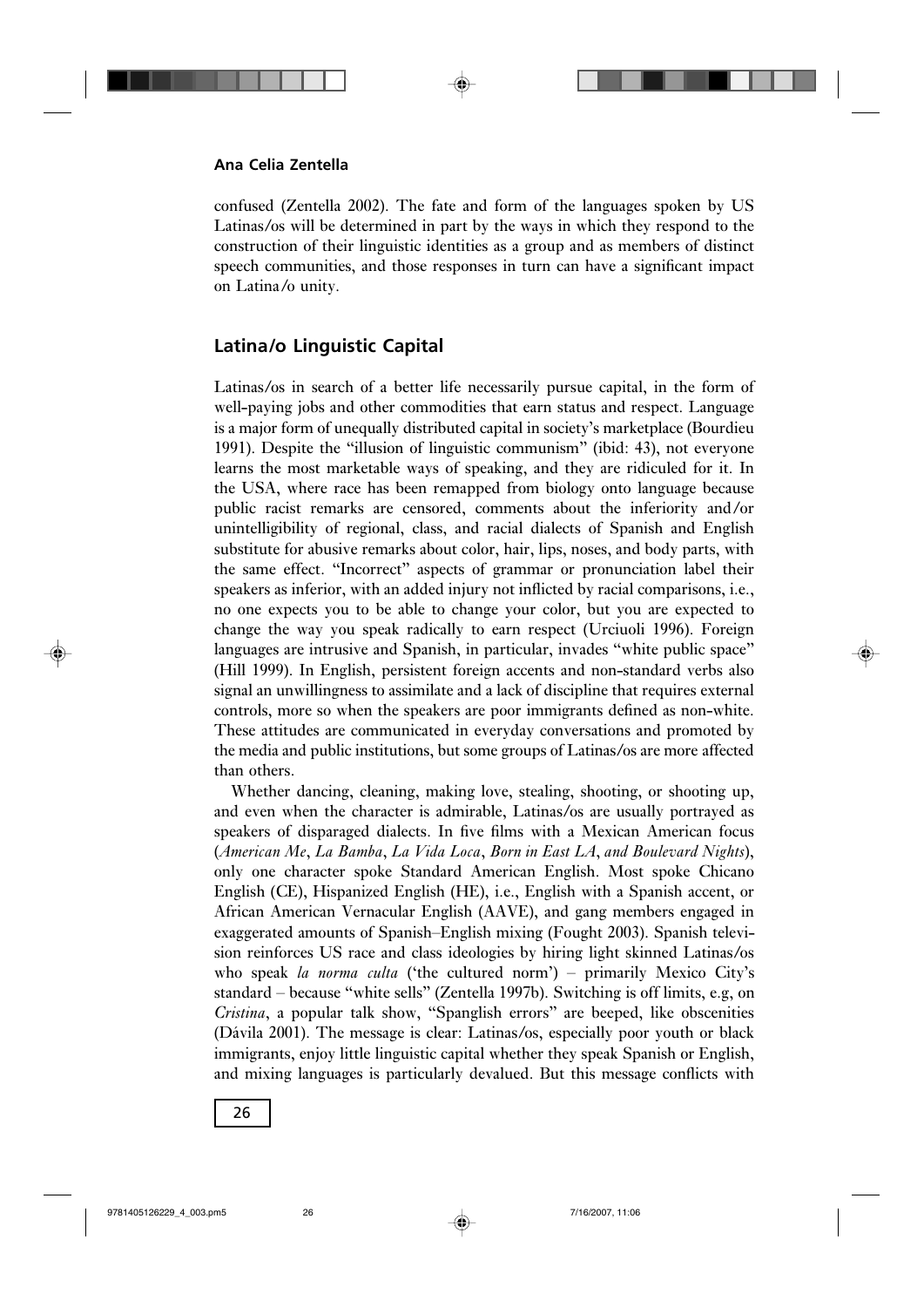confused (Zentella 2002). The fate and form of the languages spoken by US Latinas/os will be determined in part by the ways in which they respond to the construction of their linguistic identities as a group and as members of distinct speech communities, and those responses in turn can have a significant impact on Latina/o unity.

## Latina/o Linguistic Capital

Latinas/os in search of a better life necessarily pursue capital, in the form of well-paying jobs and other commodities that earn status and respect. Language is a major form of unequally distributed capital in society's marketplace (Bourdieu 1991). Despite the "illusion of linguistic communism" (ibid: 43), not everyone learns the most marketable ways of speaking, and they are ridiculed for it. In the USA, where race has been remapped from biology onto language because public racist remarks are censored, comments about the inferiority and/or unintelligibility of regional, class, and racial dialects of Spanish and English substitute for abusive remarks about color, hair, lips, noses, and body parts, with the same effect. "Incorrect" aspects of grammar or pronunciation label their speakers as inferior, with an added injury not inflicted by racial comparisons, i.e., no one expects you to be able to change your color, but you are expected to change the way you speak radically to earn respect (Urciuoli 1996). Foreign languages are intrusive and Spanish, in particular, invades "white public space" (Hill 1999). In English, persistent foreign accents and non-standard verbs also signal an unwillingness to assimilate and a lack of discipline that requires external controls, more so when the speakers are poor immigrants defined as non-white. These attitudes are communicated in everyday conversations and promoted by the media and public institutions, but some groups of Latinas/os are more affected than others.

Whether dancing, cleaning, making love, stealing, shooting, or shooting up, and even when the character is admirable, Latinas/os are usually portrayed as speakers of disparaged dialects. In five films with a Mexican American focus (*American Me*, *La Bamba*, *La Vida Loca*, *Born in East LA*, *and Boulevard Nights*), only one character spoke Standard American English. Most spoke Chicano English (CE), Hispanized English (HE), i.e., English with a Spanish accent, or African American Vernacular English (AAVE), and gang members engaged in exaggerated amounts of Spanish–English mixing (Fought 2003). Spanish television reinforces US race and class ideologies by hiring light skinned Latinas/os who speak *la norma culta* ('the cultured norm') – primarily Mexico City's standard – because "white sells" (Zentella 1997b). Switching is off limits, e.g, on *Cristina*, a popular talk show, "Spanglish errors" are beeped, like obscenities (Dávila 2001). The message is clear: Latinas/os, especially poor youth or black immigrants, enjoy little linguistic capital whether they speak Spanish or English, and mixing languages is particularly devalued. But this message conflicts with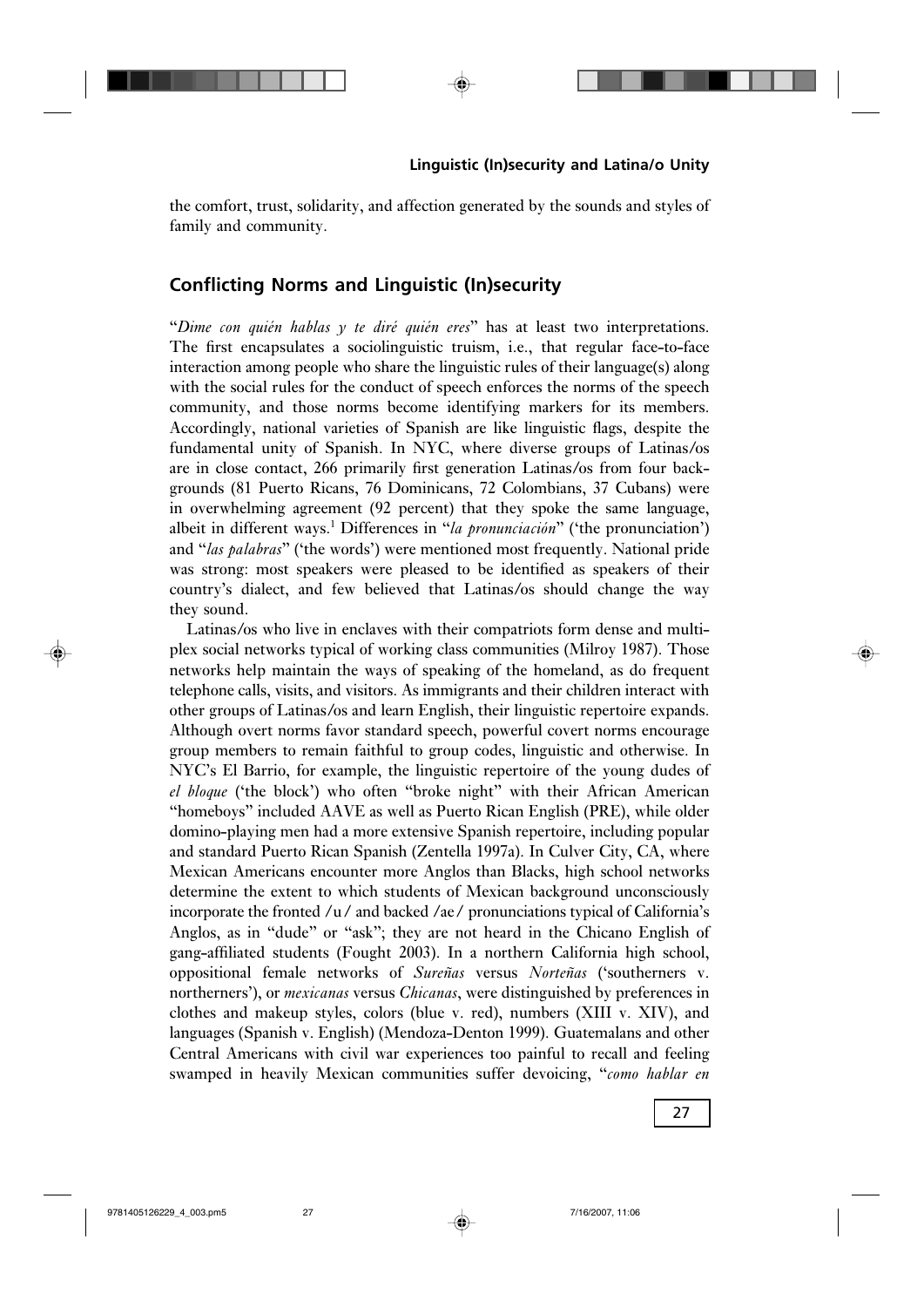the comfort, trust, solidarity, and affection generated by the sounds and styles of family and community.

## Conflicting Norms and Linguistic (In)security

"*Dime con quién hablas y te diré quién eres*" has at least two interpretations. The first encapsulates a sociolinguistic truism, i.e., that regular face-to-face interaction among people who share the linguistic rules of their language(s) along with the social rules for the conduct of speech enforces the norms of the speech community, and those norms become identifying markers for its members. Accordingly, national varieties of Spanish are like linguistic flags, despite the fundamental unity of Spanish. In NYC, where diverse groups of Latinas/os are in close contact, 266 primarily first generation Latinas/os from four backgrounds (81 Puerto Ricans, 76 Dominicans, 72 Colombians, 37 Cubans) were in overwhelming agreement (92 percent) that they spoke the same language, albeit in different ways.[1] Differences in "*la pronunciación*" ('the pronunciation') and "*las palabras*" ('the words') were mentioned most frequently. National pride was strong: most speakers were pleased to be identified as speakers of their country's dialect, and few believed that Latinas/os should change the way they sound.

Latinas/os who live in enclaves with their compatriots form dense and multiplex social networks typical of working class communities (Milroy 1987). Those networks help maintain the ways of speaking of the homeland, as do frequent telephone calls, visits, and visitors. As immigrants and their children interact with other groups of Latinas/os and learn English, their linguistic repertoire expands. Although overt norms favor standard speech, powerful covert norms encourage group members to remain faithful to group codes, linguistic and otherwise. In NYC's El Barrio, for example, the linguistic repertoire of the young dudes of *el bloque* ('the block') who often "broke night" with their African American "homeboys" included AAVE as well as Puerto Rican English (PRE), while older domino-playing men had a more extensive Spanish repertoire, including popular and standard Puerto Rican Spanish (Zentella 1997a). In Culver City, CA, where Mexican Americans encounter more Anglos than Blacks, high school networks determine the extent to which students of Mexican background unconsciously incorporate the fronted /u/ and backed /ae/ pronunciations typical of California's Anglos, as in "dude" or "ask"; they are not heard in the Chicano English of gang-affiliated students (Fought 2003). In a northern California high school, oppositional female networks of *Sureñas* versus *Norteñas* ('southerners v. northerners'), or *mexicanas* versus *Chicanas*, were distinguished by preferences in clothes and makeup styles, colors (blue v. red), numbers (XIII v. XIV), and languages (Spanish v. English) (Mendoza-Denton 1999). Guatemalans and other Central Americans with civil war experiences too painful to recall and feeling swamped in heavily Mexican communities suffer devoicing, "*como hablar en*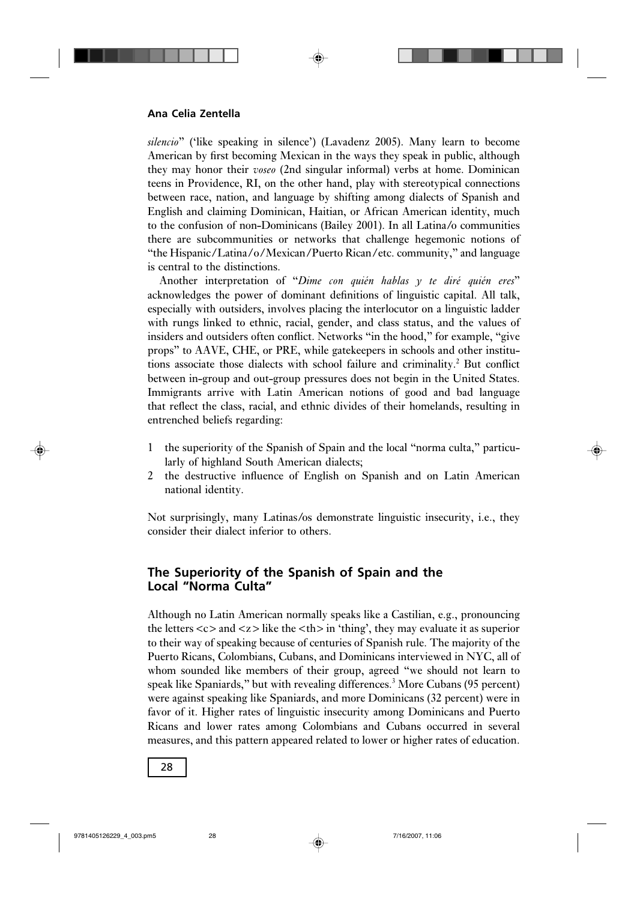*silencio*" ('like speaking in silence') (Lavadenz 2005). Many learn to become American by first becoming Mexican in the ways they speak in public, although they may honor their *voseo* (2nd singular informal) verbs at home. Dominican teens in Providence, RI, on the other hand, play with stereotypical connections between race, nation, and language by shifting among dialects of Spanish and English and claiming Dominican, Haitian, or African American identity, much to the confusion of non-Dominicans (Bailey 2001). In all Latina/o communities there are subcommunities or networks that challenge hegemonic notions of "the Hispanic/Latina/o/Mexican/Puerto Rican/etc. community," and language is central to the distinctions.

Another interpretation of "*Dime con quién hablas y te diré quién eres*" acknowledges the power of dominant definitions of linguistic capital. All talk, especially with outsiders, involves placing the interlocutor on a linguistic ladder with rungs linked to ethnic, racial, gender, and class status, and the values of insiders and outsiders often conflict. Networks "in the hood," for example, "give props" to AAVE, CHE, or PRE, while gatekeepers in schools and other institutions associate those dialects with school failure and criminality.[2] But conflict between in-group and out-group pressures does not begin in the United States. Immigrants arrive with Latin American notions of good and bad language that reflect the class, racial, and ethnic divides of their homelands, resulting in entrenched beliefs regarding:

1. the superiority of the Spanish of Spain and the local "norma culta," particularly of highland South American dialects;
2. the destructive influence of English on Spanish and on Latin American national identity.

Not surprisingly, many Latinas/os demonstrate linguistic insecurity, i.e., they consider their dialect inferior to others.

## The Superiority of the Spanish of Spain and the Local "Norma Culta"

Although no Latin American normally speaks like a Castilian, e.g., pronouncing the letters <c> and <z> like the <th> in 'thing', they may evaluate it as superior to their way of speaking because of centuries of Spanish rule. The majority of the Puerto Ricans, Colombians, Cubans, and Dominicans interviewed in NYC, all of whom sounded like members of their group, agreed "we should not learn to speak like Spaniards," but with revealing differences.[3] More Cubans (95 percent) were against speaking like Spaniards, and more Dominicans (32 percent) were in favor of it. Higher rates of linguistic insecurity among Dominicans and Puerto Ricans and lower rates among Colombians and Cubans occurred in several measures, and this pattern appeared related to lower or higher rates of education.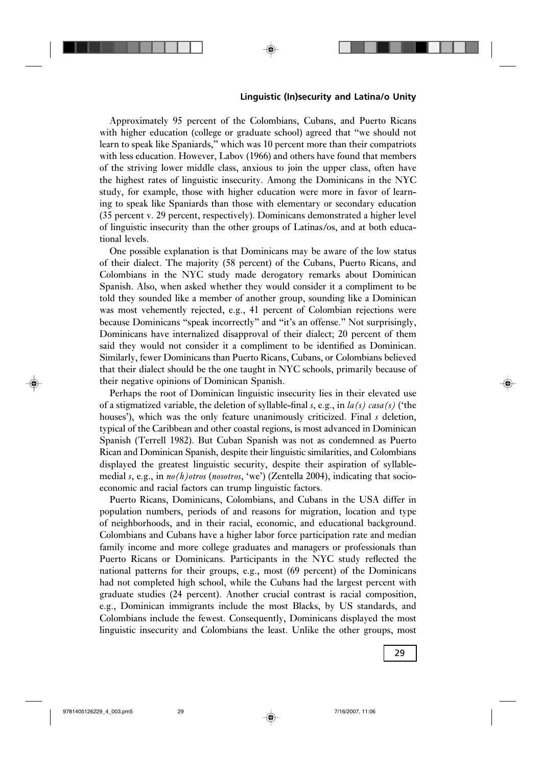Approximately 95 percent of the Colombians, Cubans, and Puerto Ricans with higher education (college or graduate school) agreed that "we should not learn to speak like Spaniards," which was 10 percent more than their compatriots with less education. However, Labov (1966) and others have found that members of the striving lower middle class, anxious to join the upper class, often have the highest rates of linguistic insecurity. Among the Dominicans in the NYC study, for example, those with higher education were more in favor of learning to speak like Spaniards than those with elementary or secondary education (35 percent v. 29 percent, respectively). Dominicans demonstrated a higher level of linguistic insecurity than the other groups of Latinas/os, and at both educational levels.

One possible explanation is that Dominicans may be aware of the low status of their dialect. The majority (58 percent) of the Cubans, Puerto Ricans, and Colombians in the NYC study made derogatory remarks about Dominican Spanish. Also, when asked whether they would consider it a compliment to be told they sounded like a member of another group, sounding like a Dominican was most vehemently rejected, e.g., 41 percent of Colombian rejections were because Dominicans "speak incorrectly" and "it's an offense." Not surprisingly, Dominicans have internalized disapproval of their dialect; 20 percent of them said they would not consider it a compliment to be identified as Dominican. Similarly, fewer Dominicans than Puerto Ricans, Cubans, or Colombians believed that their dialect should be the one taught in NYC schools, primarily because of their negative opinions of Dominican Spanish.

Perhaps the root of Dominican linguistic insecurity lies in their elevated use of a stigmatized variable, the deletion of syllable-final *s*, e.g., in *la(s) casa(s)* ('the houses'), which was the only feature unanimously criticized. Final *s* deletion, typical of the Caribbean and other coastal regions, is most advanced in Dominican Spanish (Terrell 1982). But Cuban Spanish was not as condemned as Puerto Rican and Dominican Spanish, despite their linguistic similarities, and Colombians displayed the greatest linguistic security, despite their aspiration of syllable-medial *s*, e.g., in *no(h)otros* (*nosotros*, 'we') (Zentella 2004), indicating that socioeconomic and racial factors can trump linguistic factors.

Puerto Ricans, Dominicans, Colombians, and Cubans in the USA differ in population numbers, periods of and reasons for migration, location and type of neighborhoods, and in their racial, economic, and educational background. Colombians and Cubans have a higher labor force participation rate and median family income and more college graduates and managers or professionals than Puerto Ricans or Dominicans. Participants in the NYC study reflected the national patterns for their groups, e.g., most (69 percent) of the Dominicans had not completed high school, while the Cubans had the largest percent with graduate studies (24 percent). Another crucial contrast is racial composition, e.g., Dominican immigrants include the most Blacks, by US standards, and Colombians include the fewest. Consequently, Dominicans displayed the most linguistic insecurity and Colombians the least. Unlike the other groups, most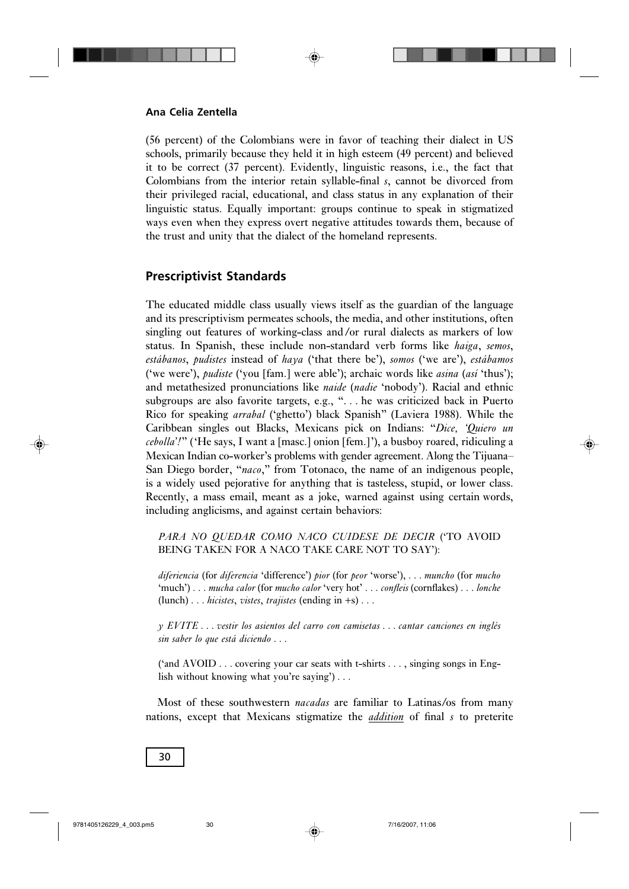(56 percent) of the Colombians were in favor of teaching their dialect in US schools, primarily because they held it in high esteem (49 percent) and believed it to be correct (37 percent). Evidently, linguistic reasons, i.e., the fact that Colombians from the interior retain syllable-final *s*, cannot be divorced from their privileged racial, educational, and class status in any explanation of their linguistic status. Equally important: groups continue to speak in stigmatized ways even when they express overt negative attitudes towards them, because of the trust and unity that the dialect of the homeland represents.

## Prescriptivist Standards

The educated middle class usually views itself as the guardian of the language and its prescriptivism permeates schools, the media, and other institutions, often singling out features of working-class and/or rural dialects as markers of low status. In Spanish, these include non-standard verb forms like *haiga*, *semos*, *estábanos*, *pudistes* instead of *haya* ('that there be'), *somos* ('we are'), *estábamos* ('we were'), *pudiste* ('you [fam.] were able'); archaic words like *asina* (*así* 'thus'); and metathesized pronunciations like *naide* (*nadie* 'nobody'). Racial and ethnic subgroups are also favorite targets, e.g., ". . . he was criticized back in Puerto Rico for speaking *arrabal* ('ghetto') black Spanish" (Laviera 1988). While the Caribbean singles out Blacks, Mexicans pick on Indians: "*Dice, 'Quiero un cebolla'!*" ('He says, I want a [masc.] onion [fem.]'), a busboy roared, ridiculing a Mexican Indian co-worker's problems with gender agreement. Along the Tijuana–San Diego border, "*naco*," from Totonaco, the name of an indigenous people, is a widely used pejorative for anything that is tasteless, stupid, or lower class. Recently, a mass email, meant as a joke, warned against using certain words, including anglicisms, and against certain behaviors:

> *PARA NO QUEDAR COMO NACO CUIDESE DE DECIR* ('TO AVOID BEING TAKEN FOR A NACO TAKE CARE NOT TO SAY'):
>
> *diferiencia* (for *diferencia* 'difference') *pior* (for *peor* 'worse'), . . . *muncho* (for *mucho* 'much') . . . *mucha calor* (for *mucho calor* 'very hot' . . . *confleis* (cornflakes) . . . *lonche* (lunch) . . . *hicistes*, *vistes*, *trajistes* (ending in +s) . . .
>
> *y EVITE . . . vestir los asientos del carro con camisetas . . . cantar canciones en inglés sin saber lo que está diciendo . . .*
>
> ('and AVOID . . . covering your car seats with t-shirts . . . , singing songs in English without knowing what you're saying') . . .

Most of these southwestern *nacadas* are familiar to Latinas/os from many nations, except that Mexicans stigmatize the ***addition*** of final *s* to preterite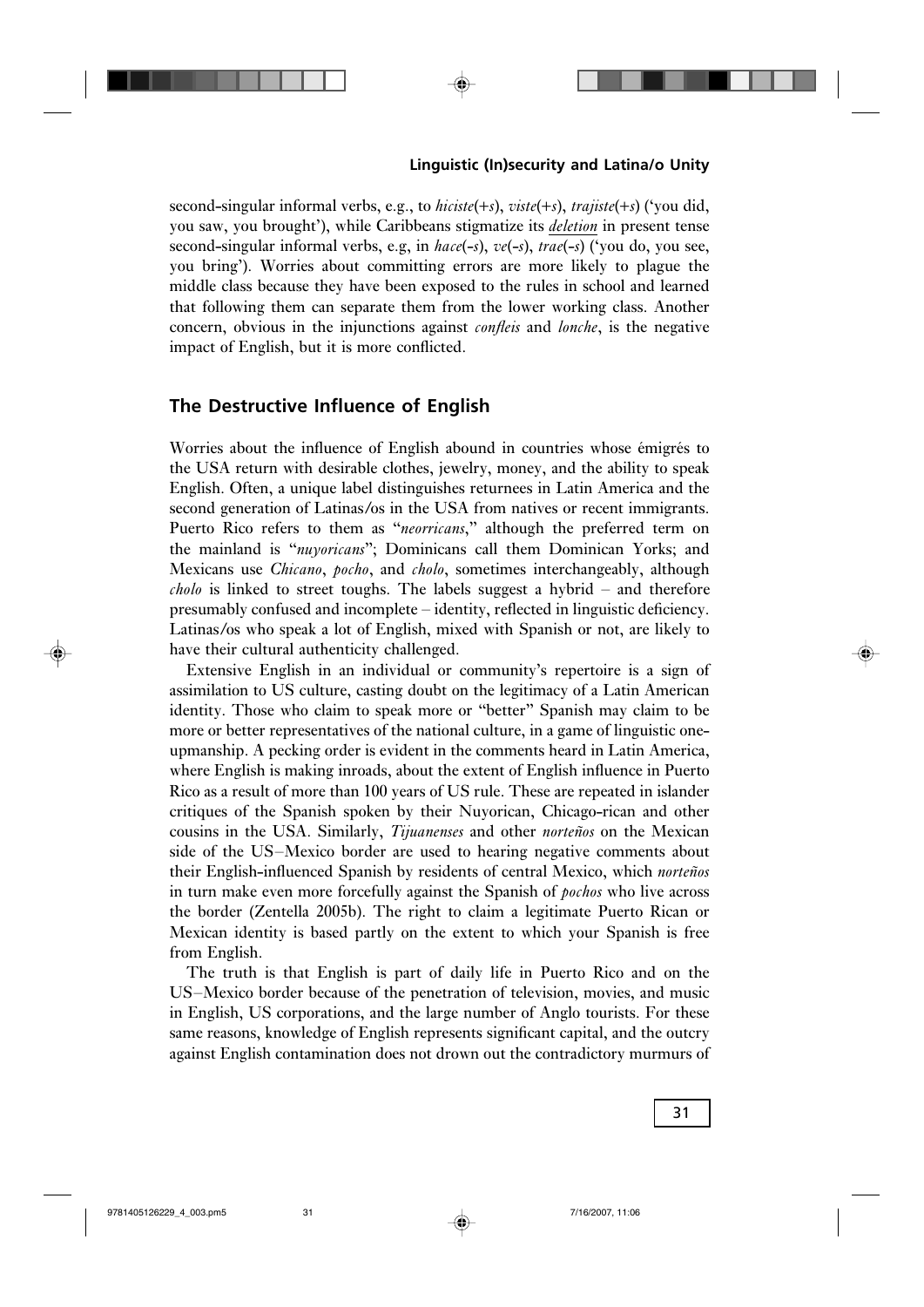second-singular informal verbs, e.g., to *hiciste*(+*s*), *viste*(+*s*), *trajiste*(+*s*) ('you did, you saw, you brought'), while Caribbeans stigmatize its ***deletion*** in present tense second-singular informal verbs, e.g, in *hace*(-*s*), *ve*(-*s*), *trae*(-*s*) ('you do, you see, you bring'). Worries about committing errors are more likely to plague the middle class because they have been exposed to the rules in school and learned that following them can separate them from the lower working class. Another concern, obvious in the injunctions against *confleis* and *lonche*, is the negative impact of English, but it is more conflicted.

## The Destructive Influence of English

Worries about the influence of English abound in countries whose émigrés to the USA return with desirable clothes, jewelry, money, and the ability to speak English. Often, a unique label distinguishes returnees in Latin America and the second generation of Latinas/os in the USA from natives or recent immigrants. Puerto Rico refers to them as "*neorricans*," although the preferred term on the mainland is "*nuyoricans*"; Dominicans call them Dominican Yorks; and Mexicans use *Chicano*, *pocho*, and *cholo*, sometimes interchangeably, although *cholo* is linked to street toughs. The labels suggest a hybrid – and therefore presumably confused and incomplete – identity, reflected in linguistic deficiency. Latinas/os who speak a lot of English, mixed with Spanish or not, are likely to have their cultural authenticity challenged.

Extensive English in an individual or community's repertoire is a sign of assimilation to US culture, casting doubt on the legitimacy of a Latin American identity. Those who claim to speak more or "better" Spanish may claim to be more or better representatives of the national culture, in a game of linguistic one-upmanship. A pecking order is evident in the comments heard in Latin America, where English is making inroads, about the extent of English influence in Puerto Rico as a result of more than 100 years of US rule. These are repeated in islander critiques of the Spanish spoken by their Nuyorican, Chicago-rican and other cousins in the USA. Similarly, *Tijuanenses* and other *norteños* on the Mexican side of the US–Mexico border are used to hearing negative comments about their English-influenced Spanish by residents of central Mexico, which *norteños* in turn make even more forcefully against the Spanish of *pochos* who live across the border (Zentella 2005b). The right to claim a legitimate Puerto Rican or Mexican identity is based partly on the extent to which your Spanish is free from English.

The truth is that English is part of daily life in Puerto Rico and on the US–Mexico border because of the penetration of television, movies, and music in English, US corporations, and the large number of Anglo tourists. For these same reasons, knowledge of English represents significant capital, and the outcry against English contamination does not drown out the contradictory murmurs of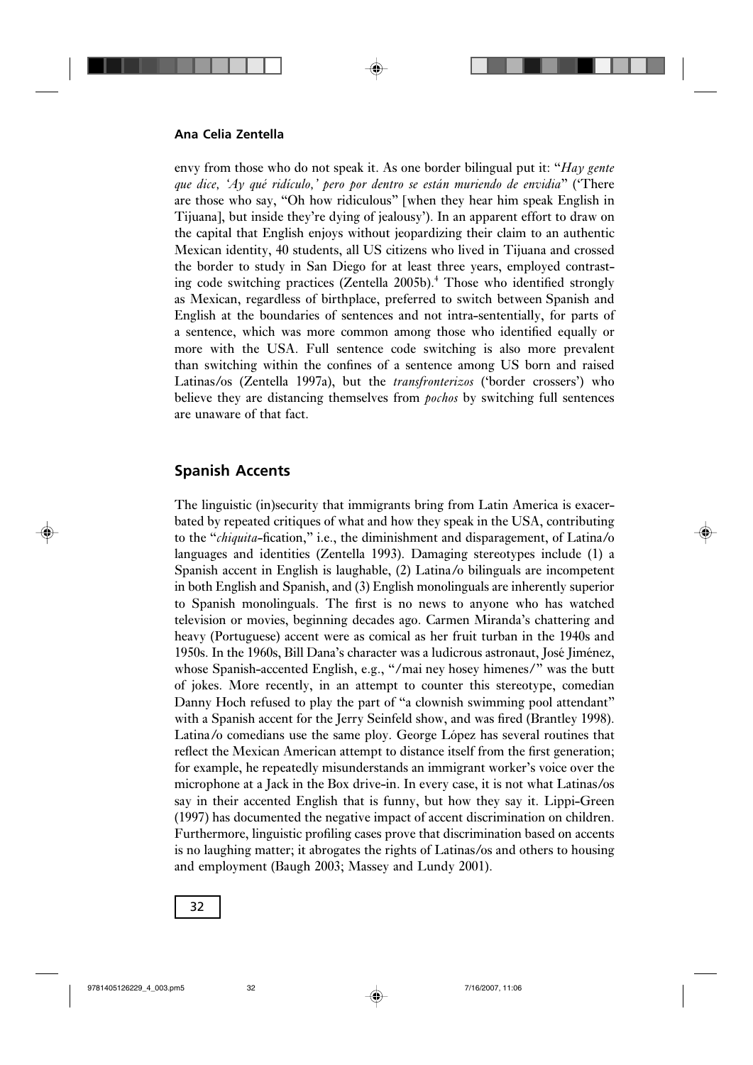envy from those who do not speak it. As one border bilingual put it: "*Hay gente que dice, 'Ay qué ridículo,' pero por dentro se están muriendo de envidia*" ('There are those who say, "Oh how ridiculous" [when they hear him speak English in Tijuana], but inside they're dying of jealousy'). In an apparent effort to draw on the capital that English enjoys without jeopardizing their claim to an authentic Mexican identity, 40 students, all US citizens who lived in Tijuana and crossed the border to study in San Diego for at least three years, employed contrasting code switching practices (Zentella 2005b).[4] Those who identified strongly as Mexican, regardless of birthplace, preferred to switch between Spanish and English at the boundaries of sentences and not intra-sententially, for parts of a sentence, which was more common among those who identified equally or more with the USA. Full sentence code switching is also more prevalent than switching within the confines of a sentence among US born and raised Latinas/os (Zentella 1997a), but the *transfronterizos* ('border crossers') who believe they are distancing themselves from *pochos* by switching full sentences are unaware of that fact.

## Spanish Accents

The linguistic (in)security that immigrants bring from Latin America is exacerbated by repeated critiques of what and how they speak in the USA, contributing to the "*chiquita*-fication," i.e., the diminishment and disparagement, of Latina/o languages and identities (Zentella 1993). Damaging stereotypes include (1) a Spanish accent in English is laughable, (2) Latina/o bilinguals are incompetent in both English and Spanish, and (3) English monolinguals are inherently superior to Spanish monolinguals. The first is no news to anyone who has watched television or movies, beginning decades ago. Carmen Miranda's chattering and heavy (Portuguese) accent were as comical as her fruit turban in the 1940s and 1950s. In the 1960s, Bill Dana's character was a ludicrous astronaut, José Jiménez, whose Spanish-accented English, e.g., "/mai ney hosey himenes/" was the butt of jokes. More recently, in an attempt to counter this stereotype, comedian Danny Hoch refused to play the part of "a clownish swimming pool attendant" with a Spanish accent for the Jerry Seinfeld show, and was fired (Brantley 1998). Latina/o comedians use the same ploy. George López has several routines that reflect the Mexican American attempt to distance itself from the first generation; for example, he repeatedly misunderstands an immigrant worker's voice over the microphone at a Jack in the Box drive-in. In every case, it is not what Latinas/os say in their accented English that is funny, but how they say it. Lippi-Green (1997) has documented the negative impact of accent discrimination on children. Furthermore, linguistic profiling cases prove that discrimination based on accents is no laughing matter; it abrogates the rights of Latinas/os and others to housing and employment (Baugh 2003; Massey and Lundy 2001).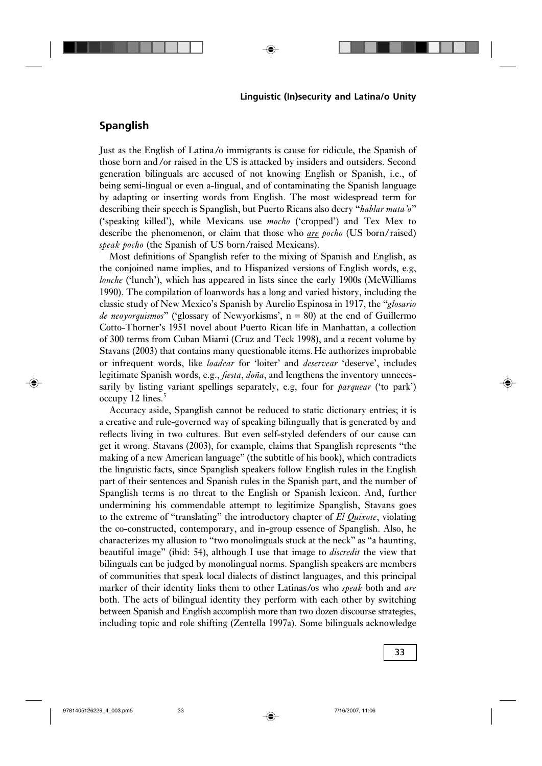## Spanglish

Just as the English of Latina/o immigrants is cause for ridicule, the Spanish of those born and/or raised in the US is attacked by insiders and outsiders. Second generation bilinguals are accused of not knowing English or Spanish, i.e., of being semi-lingual or even a-lingual, and of contaminating the Spanish language by adapting or inserting words from English. The most widespread term for describing their speech is Spanglish, but Puerto Ricans also decry "*hablar mata'o*" ('speaking killed'), while Mexicans use *mocho* ('cropped') and Tex Mex to describe the phenomenon, or claim that those who ***are*** *pocho* (US born/raised) ***speak*** *pocho* (the Spanish of US born/raised Mexicans).

Most definitions of Spanglish refer to the mixing of Spanish and English, as the conjoined name implies, and to Hispanized versions of English words, e.g, *lonche* ('lunch'), which has appeared in lists since the early 1900s (McWilliams 1990). The compilation of loanwords has a long and varied history, including the classic study of New Mexico's Spanish by Aurelio Espinosa in 1917, the "*glosario de neoyorquismos*" ('glossary of Newyorkisms', $n = 80$) at the end of Guillermo Cotto-Thorner's 1951 novel about Puerto Rican life in Manhattan, a collection of 300 terms from Cuban Miami (Cruz and Teck 1998), and a recent volume by Stavans (2003) that contains many questionable items. He authorizes improbable or infrequent words, like *loadear* for 'loiter' and *deservear* 'deserve', includes legitimate Spanish words, e.g., *fiesta*, *doña*, and lengthens the inventory unnecessarily by listing variant spellings separately, e.g, four for *parquear* ('to park') occupy 12 lines.[5]

Accuracy aside, Spanglish cannot be reduced to static dictionary entries; it is a creative and rule-governed way of speaking bilingually that is generated by and reflects living in two cultures. But even self-styled defenders of our cause can get it wrong. Stavans (2003), for example, claims that Spanglish represents "the making of a new American language" (the subtitle of his book), which contradicts the linguistic facts, since Spanglish speakers follow English rules in the English part of their sentences and Spanish rules in the Spanish part, and the number of Spanglish terms is no threat to the English or Spanish lexicon. And, further undermining his commendable attempt to legitimize Spanglish, Stavans goes to the extreme of "translating" the introductory chapter of *El Quixote*, violating the co-constructed, contemporary, and in-group essence of Spanglish. Also, he characterizes my allusion to "two monolinguals stuck at the neck" as "a haunting, beautiful image" (ibid: 54), although I use that image to *discredit* the view that bilinguals can be judged by monolingual norms. Spanglish speakers are members of communities that speak local dialects of distinct languages, and this principal marker of their identity links them to other Latinas/os who *speak* both and *are* both. The acts of bilingual identity they perform with each other by switching between Spanish and English accomplish more than two dozen discourse strategies, including topic and role shifting (Zentella 1997a). Some bilinguals acknowledge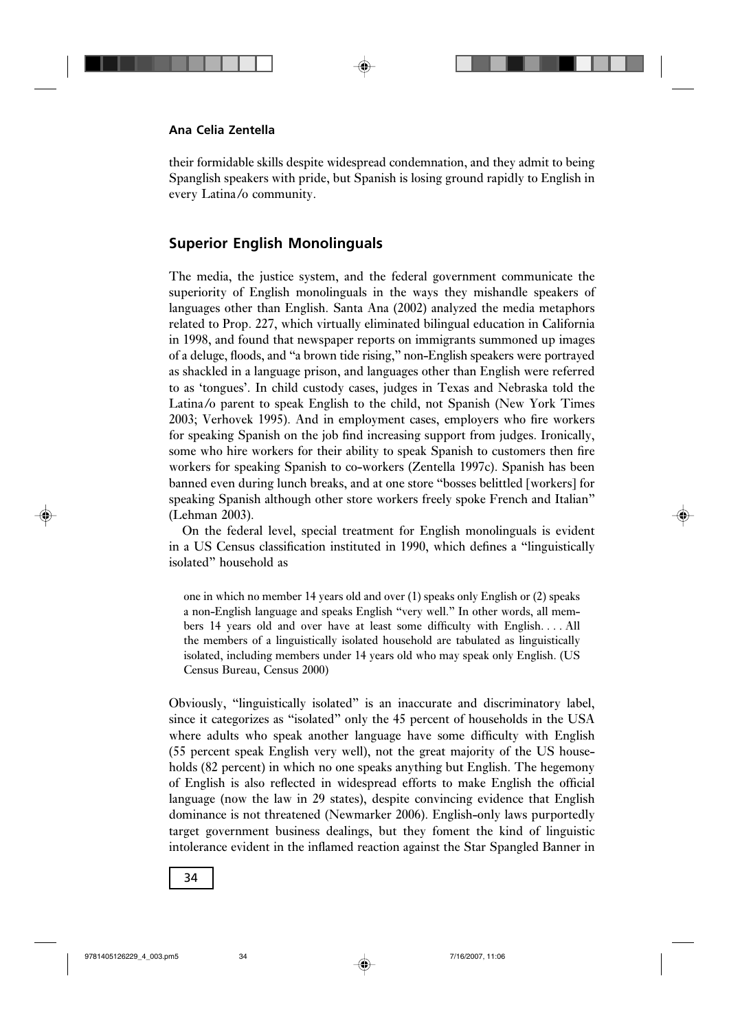their formidable skills despite widespread condemnation, and they admit to being Spanglish speakers with pride, but Spanish is losing ground rapidly to English in every Latina/o community.

## Superior English Monolinguals

The media, the justice system, and the federal government communicate the superiority of English monolinguals in the ways they mishandle speakers of languages other than English. Santa Ana (2002) analyzed the media metaphors related to Prop. 227, which virtually eliminated bilingual education in California in 1998, and found that newspaper reports on immigrants summoned up images of a deluge, floods, and "a brown tide rising," non-English speakers were portrayed as shackled in a language prison, and languages other than English were referred to as 'tongues'. In child custody cases, judges in Texas and Nebraska told the Latina/o parent to speak English to the child, not Spanish (New York Times 2003; Verhovek 1995). And in employment cases, employers who fire workers for speaking Spanish on the job find increasing support from judges. Ironically, some who hire workers for their ability to speak Spanish to customers then fire workers for speaking Spanish to co-workers (Zentella 1997c). Spanish has been banned even during lunch breaks, and at one store "bosses belittled [workers] for speaking Spanish although other store workers freely spoke French and Italian" (Lehman 2003).

On the federal level, special treatment for English monolinguals is evident in a US Census classification instituted in 1990, which defines a "linguistically isolated" household as

> one in which no member 14 years old and over (1) speaks only English or (2) speaks a non-English language and speaks English "very well." In other words, all members 14 years old and over have at least some difficulty with English. . . . All the members of a linguistically isolated household are tabulated as linguistically isolated, including members under 14 years old who may speak only English. (US Census Bureau, Census 2000)

Obviously, "linguistically isolated" is an inaccurate and discriminatory label, since it categorizes as "isolated" only the 45 percent of households in the USA where adults who speak another language have some difficulty with English (55 percent speak English very well), not the great majority of the US households (82 percent) in which no one speaks anything but English. The hegemony of English is also reflected in widespread efforts to make English the official language (now the law in 29 states), despite convincing evidence that English dominance is not threatened (Newmarker 2006). English-only laws purportedly target government business dealings, but they foment the kind of linguistic intolerance evident in the inflamed reaction against the Star Spangled Banner in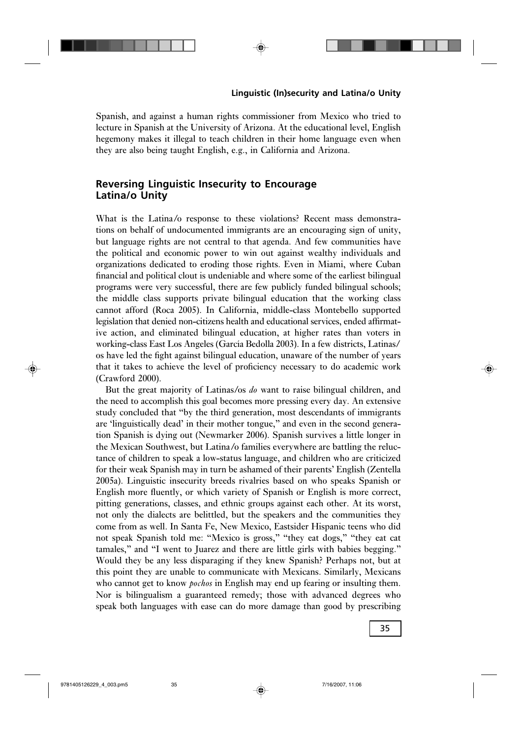Spanish, and against a human rights commissioner from Mexico who tried to lecture in Spanish at the University of Arizona. At the educational level, English hegemony makes it illegal to teach children in their home language even when they are also being taught English, e.g., in California and Arizona.

## Reversing Linguistic Insecurity to Encourage Latina/o Unity

What is the Latina/o response to these violations? Recent mass demonstrations on behalf of undocumented immigrants are an encouraging sign of unity, but language rights are not central to that agenda. And few communities have the political and economic power to win out against wealthy individuals and organizations dedicated to eroding those rights. Even in Miami, where Cuban financial and political clout is undeniable and where some of the earliest bilingual programs were very successful, there are few publicly funded bilingual schools; the middle class supports private bilingual education that the working class cannot afford (Roca 2005). In California, middle-class Montebello supported legislation that denied non-citizens health and educational services, ended affirmative action, and eliminated bilingual education, at higher rates than voters in working-class East Los Angeles (García Bedolla 2003). In a few districts, Latinas/os have led the fight against bilingual education, unaware of the number of years that it takes to achieve the level of proficiency necessary to do academic work (Crawford 2000).

But the great majority of Latinas/os *do* want to raise bilingual children, and the need to accomplish this goal becomes more pressing every day. An extensive study concluded that "by the third generation, most descendants of immigrants are 'linguistically dead' in their mother tongue," and even in the second generation Spanish is dying out (Newmarker 2006). Spanish survives a little longer in the Mexican Southwest, but Latina/o families everywhere are battling the reluctance of children to speak a low-status language, and children who are criticized for their weak Spanish may in turn be ashamed of their parents' English (Zentella 2005a). Linguistic insecurity breeds rivalries based on who speaks Spanish or English more fluently, or which variety of Spanish or English is more correct, pitting generations, classes, and ethnic groups against each other. At its worst, not only the dialects are belittled, but the speakers and the communities they come from as well. In Santa Fe, New Mexico, Eastsider Hispanic teens who did not speak Spanish told me: "Mexico is gross," "they eat dogs," "they eat cat tamales," and "I went to Juarez and there are little girls with babies begging." Would they be any less disparaging if they knew Spanish? Perhaps not, but at this point they are unable to communicate with Mexicans. Similarly, Mexicans who cannot get to know *pochos* in English may end up fearing or insulting them. Nor is bilingualism a guaranteed remedy; those with advanced degrees who speak both languages with ease can do more damage than good by prescribing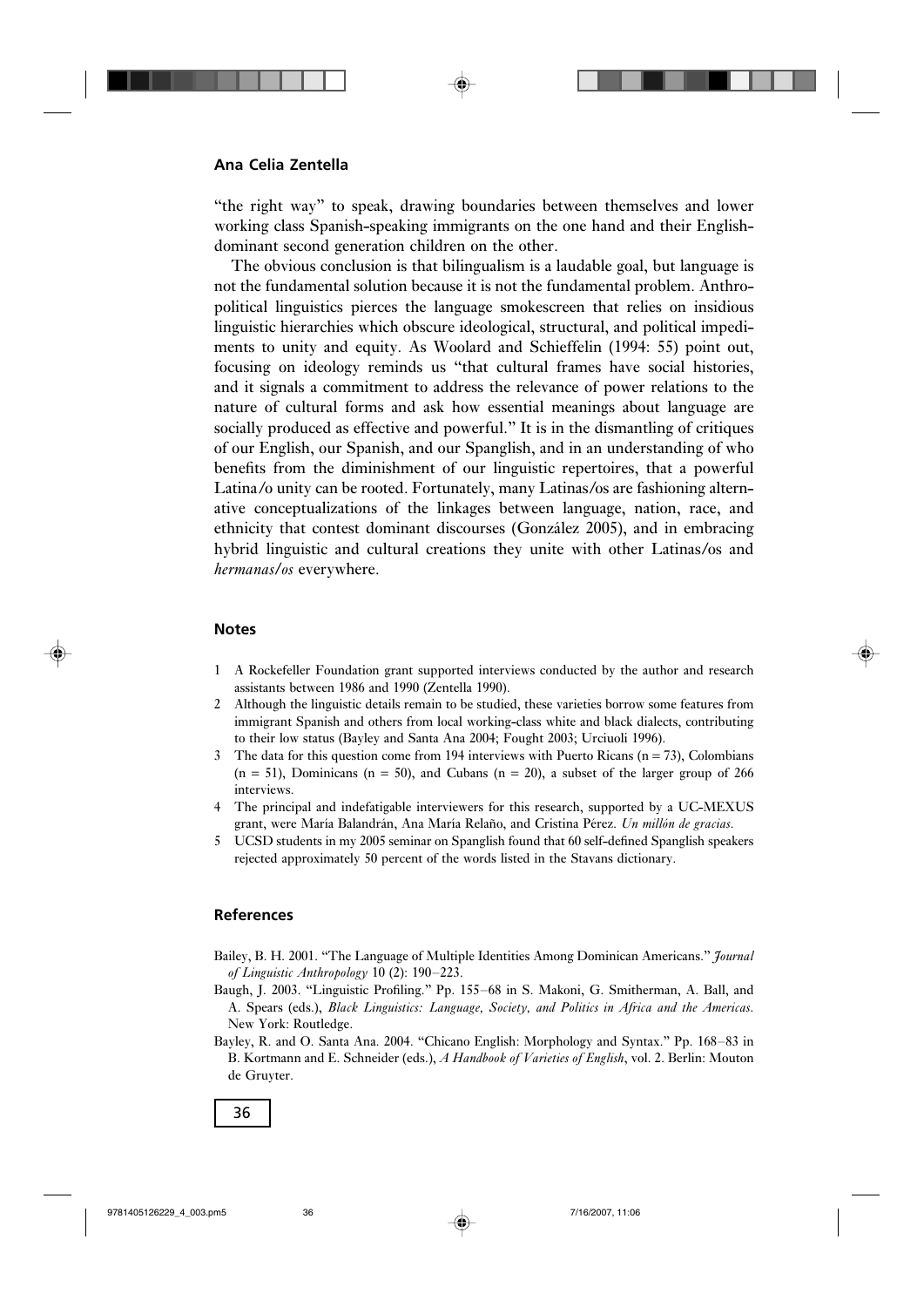"the right way" to speak, drawing boundaries between themselves and lower working class Spanish-speaking immigrants on the one hand and their English-dominant second generation children on the other.

The obvious conclusion is that bilingualism is a laudable goal, but language is not the fundamental solution because it is not the fundamental problem. Anthropolitical linguistics pierces the language smokescreen that relies on insidious linguistic hierarchies which obscure ideological, structural, and political impediments to unity and equity. As Woolard and Schieffelin (1994: 55) point out, focusing on ideology reminds us "that cultural frames have social histories, and it signals a commitment to address the relevance of power relations to the nature of cultural forms and ask how essential meanings about language are socially produced as effective and powerful." It is in the dismantling of critiques of our English, our Spanish, and our Spanglish, and in an understanding of who benefits from the diminishment of our linguistic repertoires, that a powerful Latina/o unity can be rooted. Fortunately, many Latinas/os are fashioning alternative conceptualizations of the linkages between language, nation, race, and ethnicity that contest dominant discourses (González 2005), and in embracing hybrid linguistic and cultural creations they unite with other Latinas/os and *hermanas/os* everywhere.

## Notes

1 A Rockefeller Foundation grant supported interviews conducted by the author and research assistants between 1986 and 1990 (Zentella 1990).

2 Although the linguistic details remain to be studied, these varieties borrow some features from immigrant Spanish and others from local working-class white and black dialects, contributing to their low status (Bayley and Santa Ana 2004; Fought 2003; Urciuoli 1996).

3 The data for this question come from 194 interviews with Puerto Ricans (n = 73), Colombians (n = 51), Dominicans (n = 50), and Cubans (n = 20), a subset of the larger group of 266 interviews.

4 The principal and indefatigable interviewers for this research, supported by a UC-MEXUS grant, were María Balandrán, Ana María Relaño, and Cristina Pérez. *Un millón de gracias*.

5 UCSD students in my 2005 seminar on Spanglish found that 60 self-defined Spanglish speakers rejected approximately 50 percent of the words listed in the Stavans dictionary.

## References

Bailey, B. H. 2001. "The Language of Multiple Identities Among Dominican Americans." *Journal of Linguistic Anthropology* 10 (2): 190–223.

Baugh, J. 2003. "Linguistic Profiling." Pp. 155–68 in S. Makoni, G. Smitherman, A. Ball, and A. Spears (eds.), *Black Linguistics: Language, Society, and Politics in Africa and the Americas*. New York: Routledge.

Bayley, R. and O. Santa Ana. 2004. "Chicano English: Morphology and Syntax." Pp. 168–83 in B. Kortmann and E. Schneider (eds.), *A Handbook of Varieties of English*, vol. 2. Berlin: Mouton de Gruyter.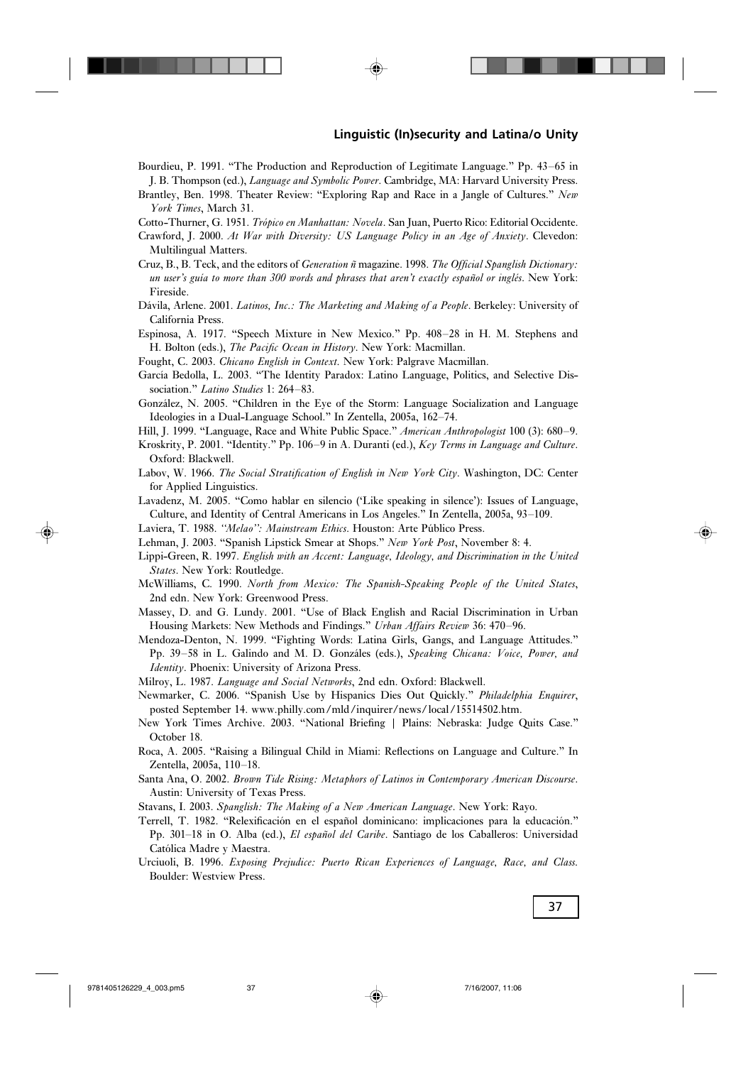Bourdieu, P. 1991. "The Production and Reproduction of Legitimate Language." Pp. 43–65 in J. B. Thompson (ed.), *Language and Symbolic Power*. Cambridge, MA: Harvard University Press.

Brantley, Ben. 1998. Theater Review: "Exploring Rap and Race in a Jangle of Cultures." *New York Times*, March 31.

Cotto-Thurner, G. 1951. *Trópico en Manhattan: Novela*. San Juan, Puerto Rico: Editorial Occidente.

Crawford, J. 2000. *At War with Diversity: US Language Policy in an Age of Anxiety*. Clevedon: Multilingual Matters.

Cruz, B., B. Teck, and the editors of *Generation ñ* magazine. 1998. *The Official Spanglish Dictionary: un user's guía to more than 300 words and phrases that aren't exactly español or inglés*. New York: Fireside.

Dávila, Arlene. 2001. *Latinos, Inc.: The Marketing and Making of a People*. Berkeley: University of California Press.

Espinosa, A. 1917. "Speech Mixture in New Mexico." Pp. 408–28 in H. M. Stephens and H. Bolton (eds.), *The Pacific Ocean in History*. New York: Macmillan.

Fought, C. 2003. *Chicano English in Context*. New York: Palgrave Macmillan.

García Bedolla, L. 2003. "The Identity Paradox: Latino Language, Politics, and Selective Dissociation." *Latino Studies* 1: 264–83.

González, N. 2005. "Children in the Eye of the Storm: Language Socialization and Language Ideologies in a Dual-Language School." In Zentella, 2005a, 162–74.

Hill, J. 1999. "Language, Race and White Public Space." *American Anthropologist* 100 (3): 680–9.

Kroskrity, P. 2001. "Identity." Pp. 106–9 in A. Duranti (ed.), *Key Terms in Language and Culture*. Oxford: Blackwell.

Labov, W. 1966. *The Social Stratification of English in New York City*. Washington, DC: Center for Applied Linguistics.

Lavadenz, M. 2005. "Como hablar en silencio ('Like speaking in silence'): Issues of Language, Culture, and Identity of Central Americans in Los Angeles." In Zentella, 2005a, 93–109.

Laviera, T. 1988. *"Melao": Mainstream Ethics*. Houston: Arte Público Press.

Lehman, J. 2003. "Spanish Lipstick Smear at Shops." *New York Post*, November 8: 4.

Lippi-Green, R. 1997. *English with an Accent: Language, Ideology, and Discrimination in the United States*. New York: Routledge.

McWilliams, C. 1990. *North from Mexico: The Spanish-Speaking People of the United States*, 2nd edn. New York: Greenwood Press.

Massey, D. and G. Lundy. 2001. "Use of Black English and Racial Discrimination in Urban Housing Markets: New Methods and Findings." *Urban Affairs Review* 36: 470–96.

Mendoza-Denton, N. 1999. "Fighting Words: Latina Girls, Gangs, and Language Attitudes." Pp. 39–58 in L. Galindo and M. D. Gonzáles (eds.), *Speaking Chicana: Voice, Power, and Identity*. Phoenix: University of Arizona Press.

Milroy, L. 1987. *Language and Social Networks*, 2nd edn. Oxford: Blackwell.

Newmarker, C. 2006. "Spanish Use by Hispanics Dies Out Quickly." *Philadelphia Enquirer*, posted September 14. www.philly.com/mld/inquirer/news/local/15514502.htm.

New York Times Archive. 2003. "National Briefing | Plains: Nebraska: Judge Quits Case." October 18.

Roca, A. 2005. "Raising a Bilingual Child in Miami: Reflections on Language and Culture." In Zentella, 2005a, 110–18.

Santa Ana, O. 2002. *Brown Tide Rising: Metaphors of Latinos in Contemporary American Discourse*. Austin: University of Texas Press.

Stavans, I. 2003. *Spanglish: The Making of a New American Language*. New York: Rayo.

Terrell, T. 1982. "Relexificación en el español dominicano: implicaciones para la educación." Pp. 301–18 in O. Alba (ed.), *El español del Caribe*. Santiago de los Caballeros: Universidad Católica Madre y Maestra.

Urciuoli, B. 1996. *Exposing Prejudice: Puerto Rican Experiences of Language, Race, and Class.* Boulder: Westview Press.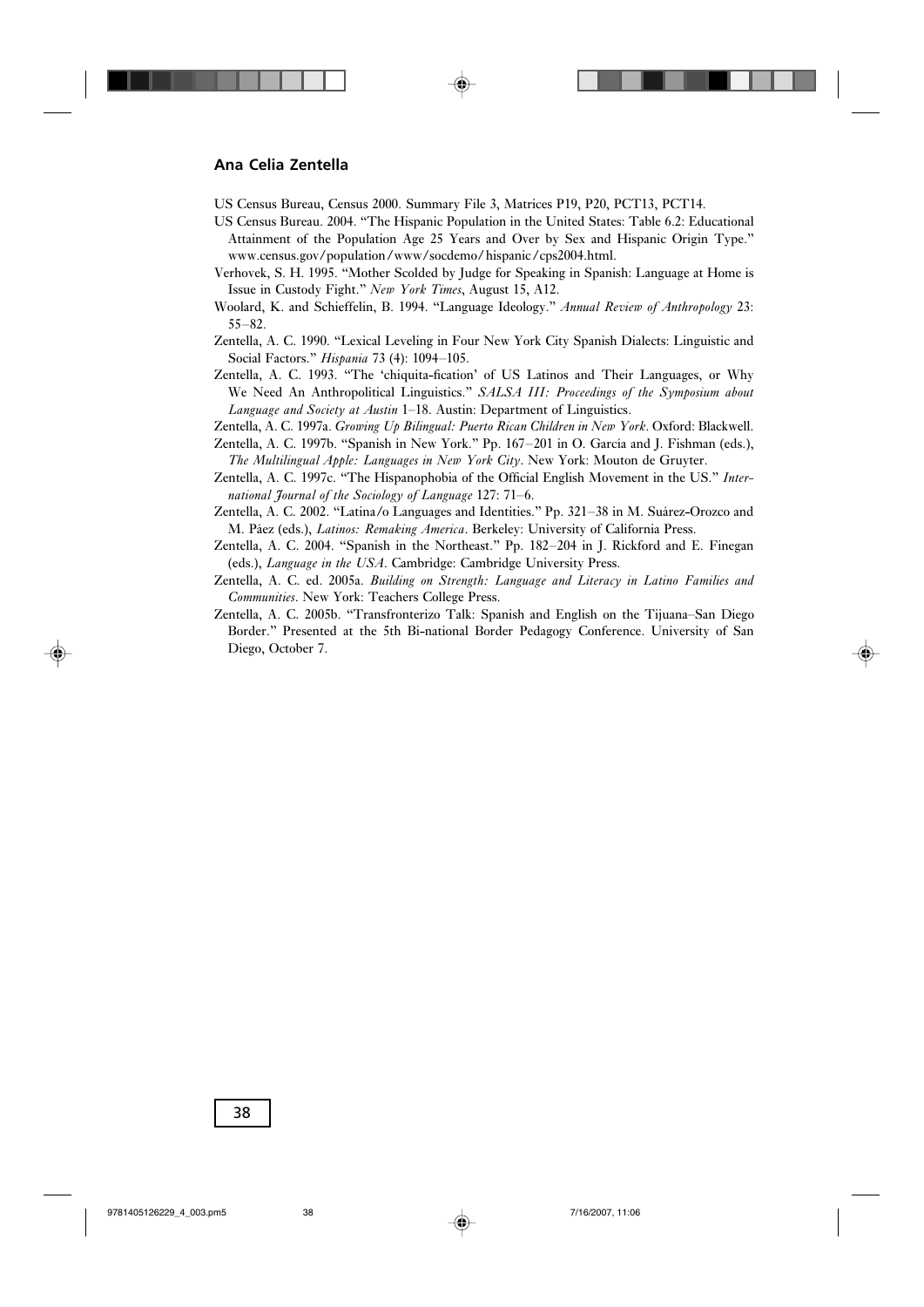US Census Bureau, Census 2000. Summary File 3, Matrices P19, P20, PCT13, PCT14.

US Census Bureau. 2004. "The Hispanic Population in the United States: Table 6.2: Educational Attainment of the Population Age 25 Years and Over by Sex and Hispanic Origin Type." www.census.gov/population/www/socdemo/hispanic/cps2004.html.

Verhovek, S. H. 1995. "Mother Scolded by Judge for Speaking in Spanish: Language at Home is Issue in Custody Fight." *New York Times*, August 15, A12.

Woolard, K. and Schieffelin, B. 1994. "Language Ideology." *Annual Review of Anthropology* 23: 55–82.

Zentella, A. C. 1990. "Lexical Leveling in Four New York City Spanish Dialects: Linguistic and Social Factors." *Hispania* 73 (4): 1094–105.

Zentella, A. C. 1993. "The 'chiquita-fication' of US Latinos and Their Languages, or Why We Need An Anthropolitical Linguistics." *SALSA III: Proceedings of the Symposium about Language and Society at Austin* 1–18. Austin: Department of Linguistics.

Zentella, A. C. 1997a. *Growing Up Bilingual: Puerto Rican Children in New York*. Oxford: Blackwell.

Zentella, A. C. 1997b. "Spanish in New York." Pp. 167–201 in O. García and J. Fishman (eds.), *The Multilingual Apple: Languages in New York City*. New York: Mouton de Gruyter.

Zentella, A. C. 1997c. "The Hispanophobia of the Official English Movement in the US." *International Journal of the Sociology of Language* 127: 71–6.

Zentella, A. C. 2002. "Latina/o Languages and Identities." Pp. 321–38 in M. Suárez-Orozco and M. Páez (eds.), *Latinos: Remaking America*. Berkeley: University of California Press.

Zentella, A. C. 2004. "Spanish in the Northeast." Pp. 182–204 in J. Rickford and E. Finegan (eds.), *Language in the USA*. Cambridge: Cambridge University Press.

Zentella, A. C. ed. 2005a. *Building on Strength: Language and Literacy in Latino Families and Communities*. New York: Teachers College Press.

Zentella, A. C. 2005b. "Transfronterizo Talk: Spanish and English on the Tijuana–San Diego Border." Presented at the 5th Bi-national Border Pedagogy Conference. University of San Diego, October 7.